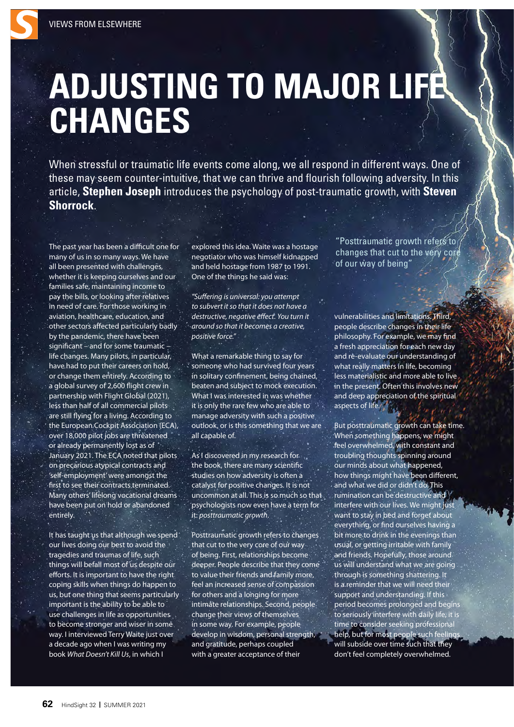VIEWS FROM ELSEWHERE

# ADJUSTING TO MAJOR LIFE CHANGES

When stressful or traumatic life events come along, we all respond in different ways. One of these may seem counter-intuitive, that we can thrive and flourish following adversity. In this article, **Stephen Joseph** introduces the psychology of post-traumatic growth, with **Steven Shorrock**.

The past year has been a difficult one for many of us in so many ways. We have all been presented with challenges, whether it is keeping ourselves and our families safe, maintaining income to pay the bills, or looking after relatives in need of care. For those working in aviation, healthcare, education, and other sectors affected particularly badly by the pandemic, there have been significant – and for some traumatic – life changes. Many pilots, in particular, have had to put their careers on hold, or change them entirely. According to a global survey of 2,600 flight crew in partnership with Flight Global (2021), less than half of all commercial pilots are still flying for a living. According to the European Cockpit Association (ECA), over 18,000 pilot jobs are threatened or already permanently lost as of January 2021. The ECA noted that pilots on precarious atypical contracts and 'self-employment' were amongst the first to see their contracts terminated. Many others' lifelong vocational dreams have been put on hold or abandoned entirely.

It has taught us that although we spend our lives doing our best to avoid the tragedies and traumas of life, such things will befall most of us despite our efforts. It is important to have the right coping skills when things do happen to us, but one thing that seems particularly important is the ability to be able to use challenges in life as opportunities to become stronger and wiser in some way. I interviewed Terry Waite just over a decade ago when I was writing my book *What Doesn't Kill Us*, in which I explored this idea. Waite was a hostage negotiator who was himself kidnapped and held hostage from 1987 to 1991. One of the things he said was:

*"Suffering is universal: you attempt to subvert it so that it does not have a destructive, negative effect. You turn it around so that it becomes a creative, positive force."*

What a remarkable thing to say for someone who had survived four years in solitary confinement, being chained, beaten and subject to mock execution. What I was interested in was whether it is only the rare few who are able to manage adversity with such a positive outlook, or is this something that we are all capable of.

As I discovered in my research for the book, there are many scientific studies on how adversity is often a catalyst for positive changes. It is not uncommon at all. This is so much so that psychologists now even have a term for it: *posttraumatic growth*.

Posttraumatic growth refers to changes that cut to the very core of our way of being. First, relationships become deeper. People describe that they come to value their friends and family more, feel an increased sense of compassion for others and a longing for more intimate relationships. Second, people change their views of themselves in some way. For example, people develop in wisdom, personal strength, and gratitude, perhaps coupled with a greater acceptance of their vulnerabilities and limitations. Third, people describe changes in their life philosophy. For example, we may find a fresh appreciation for each new day and re-evaluate our understanding of what really matters in life, becoming less materialistic and more able to live in the present. Often this involves new and deep appreciation of the spiritual aspects of life.

"Posttraumatic growth refers to changes that cut to the very core of our way of being"

But posttraumatic growth can take time. When something happens, we might feel overwhelmed, with constant and troubling thoughts spinning around our minds about what happened, how things might have been different, and what we did or didn't do. This rumination can be destructive and interfere with our lives. We might just want to stay in bed and forget about everything, or find ourselves having a bit more to drink in the evenings than usual, or getting irritable with family and friends. Hopefully, those around us will understand what we are going through is something shattering. It is a reminder that we will need their support and understanding. If this period becomes prolonged and begins to seriously interfere with daily life, it is time to consider seeking professional help, but for most people such feelings will subside over time such that they don't feel completely overwhelmed.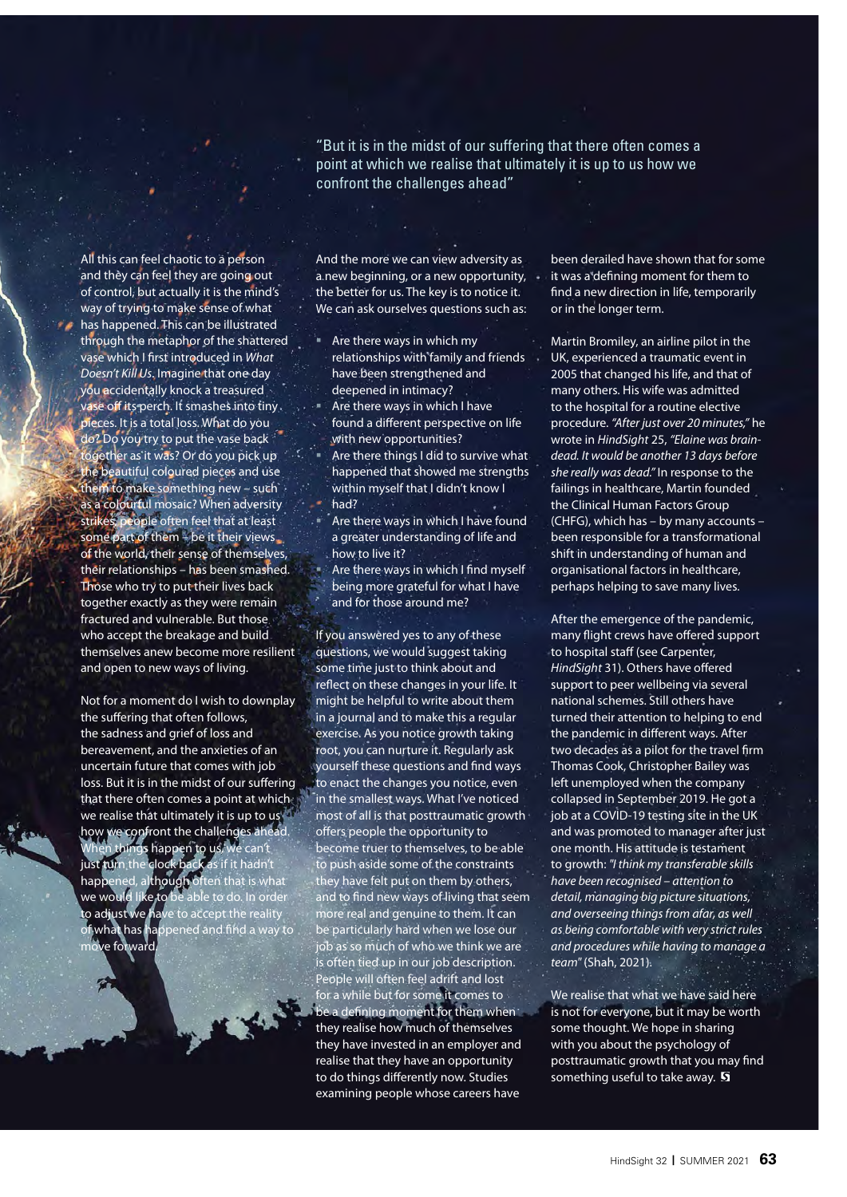> "But it is in the midst of our suffering that there often comes a point at which we realise that ultimately it is up to us how we confront the challenges ahead"

All this can feel chaotic to a person and they can feel they are going out of control, but actually it is the mind's way of trying to make sense of what has happened. This can be illustrated through the metaphor of the shattered vase which I first introduced in *What Doesn't Kill Us*. Imagine that one day you accidentally knock a treasured vase off its perch. It smashes into tiny pieces. It is a total loss. What do you do? Do you try to put the vase back together as it was? Or do you pick up the beautiful coloured pieces and use them to make something new – such as a colourful mosaic? When adversity strikes, people often feel that at least some part of them – be it their views of the world, their sense of themselves, their relationships – has been smashed. Those who try to put their lives back together exactly as they were remain fractured and vulnerable. But those who accept the breakage and build themselves anew become more resilient and open to new ways of living.

Not for a moment do I wish to downplay the suffering that often follows, the sadness and grief of loss and bereavement, and the anxieties of an uncertain future that comes with job loss. But it is in the midst of our suffering that there often comes a point at which we realise that ultimately it is up to us how we confront the challenges ahead. When things happen to us, we can't just turn the clock back as if it hadn't happened, although often that is what we would like to be able to do. In order to adjust we have to accept the reality of what has happened and find a way to move forward.

And the more we can view adversity as a new beginning, or a new opportunity, the better for us. The key is to notice it. We can ask ourselves questions such as:

- Are there ways in which my relationships with family and friends have been strengthened and deepened in intimacy?
- Are there ways in which I have found a different perspective on life with new opportunities?
- Are there things I did to survive what happened that showed me strengths within myself that I didn't know I had?
- Are there ways in which I have found a greater understanding of life and how to live it?
- Are there ways in which I find myself being more grateful for what I have and for those around me?

If you answered yes to any of these questions, we would suggest taking some time just to think about and reflect on these changes in your life. It might be helpful to write about them in a journal and to make this a regular exercise. As you notice growth taking root, you can nurture it. Regularly ask yourself these questions and find ways to enact the changes you notice, even in the smallest ways. What I've noticed most of all is that posttraumatic growth offers people the opportunity to become truer to themselves, to be able to push aside some of the constraints they have felt put on them by others, and to find new ways of living that seem more real and genuine to them. It can be particularly hard when we lose our job as so much of who we think we are is often tied up in our job description. People will often feel adrift and lost for a while but for some it comes to be a defining moment for them when they realise how much of themselves they have invested in an employer and realise that they have an opportunity to do things differently now. Studies examining people whose careers have been derailed have shown that for some it was a defining moment for them to find a new direction in life, temporarily or in the longer term.

Martin Bromiley, an airline pilot in the UK, experienced a traumatic event in 2005 that changed his life, and that of many others. His wife was admitted to the hospital for a routine elective procedure. *"After just over 20 minutes,"* he wrote in *HindSight* 25, *"Elaine was brain-dead. It would be another 13 days before she really was dead."* In response to the failings in healthcare, Martin founded the Clinical Human Factors Group (CHFG), which has – by many accounts – been responsible for a transformational shift in understanding of human and organisational factors in healthcare, perhaps helping to save many lives.

After the emergence of the pandemic, many flight crews have offered support to hospital staff (see Carpenter, *HindSight* 31). Others have offered support to peer wellbeing via several national schemes. Still others have turned their attention to helping to end the pandemic in different ways. After two decades as a pilot for the travel firm Thomas Cook, Christopher Bailey was left unemployed when the company collapsed in September 2019. He got a job at a COVID-19 testing site in the UK and was promoted to manager after just one month. His attitude is testament to growth: *"I think my transferable skills have been recognised – attention to detail, managing big picture situations, and overseeing things from afar, as well as being comfortable with very strict rules and procedures while having to manage a team"* (Shah, 2021).

We realise that what we have said here is not for everyone, but it may be worth some thought. We hope in sharing with you about the psychology of posttraumatic growth that you may find something useful to take away.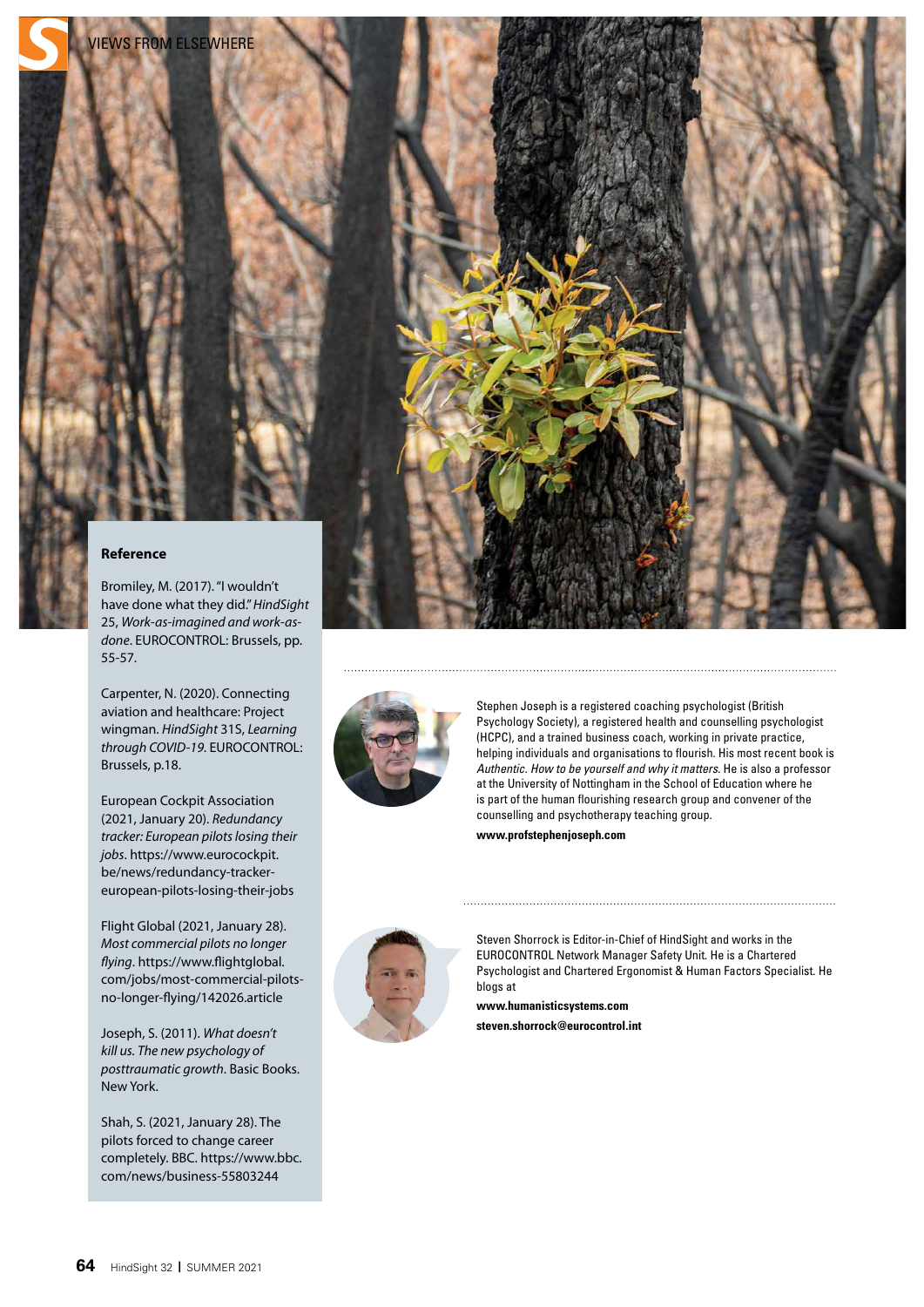### Reference

Bromiley, M. (2017). "I wouldn't have done what they did." *HindSight* 25, *Work-as-imagined and work-as-done*. EUROCONTROL: Brussels, pp. 55-57.

Carpenter, N. (2020). Connecting aviation and healthcare: Project wingman. *HindSight* 31S, *Learning through COVID-19*. EUROCONTROL: Brussels, p.18.

European Cockpit Association (2021, January 20). *Redundancy tracker: European pilots losing their jobs*. https://www.eurocockpit.be/news/redundancy-tracker-european-pilots-losing-their-jobs

Flight Global (2021, January 28). *Most commercial pilots no longer flying*. https://www.flightglobal.com/jobs/most-commercial-pilots-no-longer-flying/142026.article

Joseph, S. (2011). *What doesn't kill us. The new psychology of posttraumatic growth*. Basic Books. New York.

Shah, S. (2021, January 28). The pilots forced to change career completely. BBC. https://www.bbc.com/news/business-55803244

Stephen Joseph is a registered coaching psychologist (British Psychology Society), a registered health and counselling psychologist (HCPC), and a trained business coach, working in private practice, helping individuals and organisations to flourish. His most recent book is *Authentic. How to be yourself and why it matters.* He is also a professor at the University of Nottingham in the School of Education where he is part of the human flourishing research group and convener of the counselling and psychotherapy teaching group.

**www.profstephenjoseph.com**

Steven Shorrock is Editor-in-Chief of HindSight and works in the EUROCONTROL Network Manager Safety Unit. He is a Chartered Psychologist and Chartered Ergonomist & Human Factors Specialist. He blogs at

**www.humanisticsystems.com**

**steven.shorrock@eurocontrol.int**